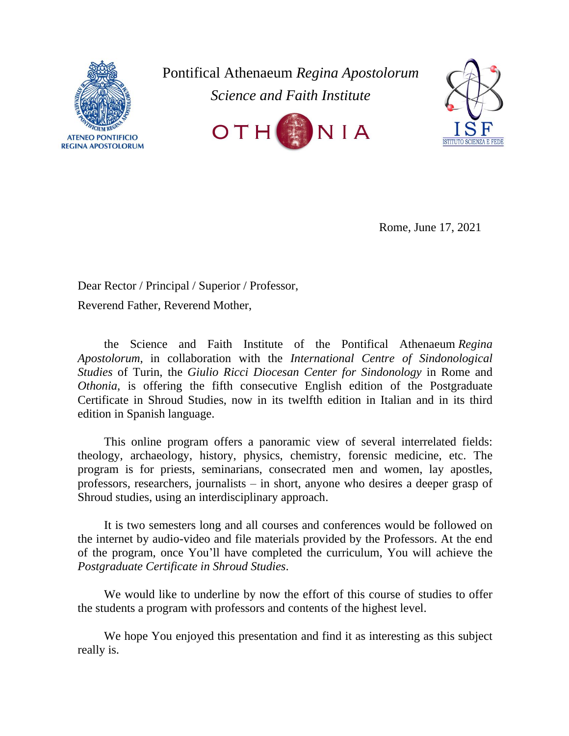ATENEO PONTIFICIO
REGINA APOSTOLORUM

Pontifical Athenaeum *Regina Apostolorum*

*Science and Faith Institute*

OTHONIA

ISF
ISTITUTO SCIENZA E FEDE

Rome, June 17, 2021

Dear Rector / Principal / Superior / Professor,

Reverend Father, Reverend Mother,

the Science and Faith Institute of the Pontifical Athenaeum *Regina Apostolorum*, in collaboration with the *International Centre of Sindonological Studies* of Turin, the *Giulio Ricci Diocesan Center for Sindonology* in Rome and *Othonia*, is offering the fifth consecutive English edition of the Postgraduate Certificate in Shroud Studies, now in its twelfth edition in Italian and in its third edition in Spanish language.

This online program offers a panoramic view of several interrelated fields: theology, archaeology, history, physics, chemistry, forensic medicine, etc. The program is for priests, seminarians, consecrated men and women, lay apostles, professors, researchers, journalists – in short, anyone who desires a deeper grasp of Shroud studies, using an interdisciplinary approach.

It is two semesters long and all courses and conferences would be followed on the internet by audio-video and file materials provided by the Professors. At the end of the program, once You'll have completed the curriculum, You will achieve the *Postgraduate Certificate in Shroud Studies*.

We would like to underline by now the effort of this course of studies to offer the students a program with professors and contents of the highest level.

We hope You enjoyed this presentation and find it as interesting as this subject really is.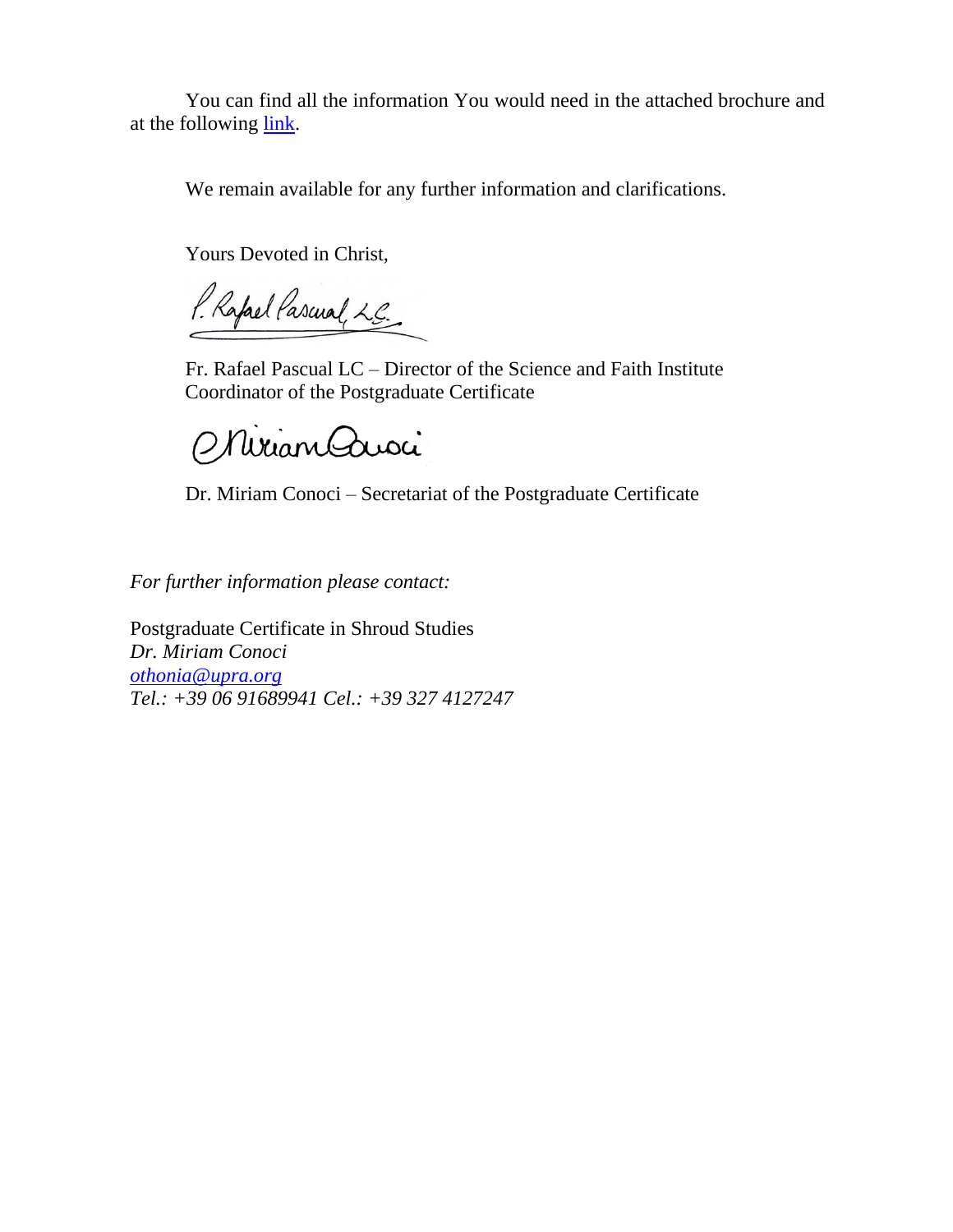You can find all the information You would need in the attached brochure and at the following [link](#).

We remain available for any further information and clarifications.

Yours Devoted in Christ,

P. Rafael Pascual L.C.

Fr. Rafael Pascual LC – Director of the Science and Faith Institute
Coordinator of the Postgraduate Certificate

Miriam Conoci

Dr. Miriam Conoci – Secretariat of the Postgraduate Certificate

*For further information please contact:*

Postgraduate Certificate in Shroud Studies
*Dr. Miriam Conoci*
*[othonia@upra.org](mailto:othonia@upra.org)*
*Tel.: +39 06 91689941 Cel.: +39 327 4127247*